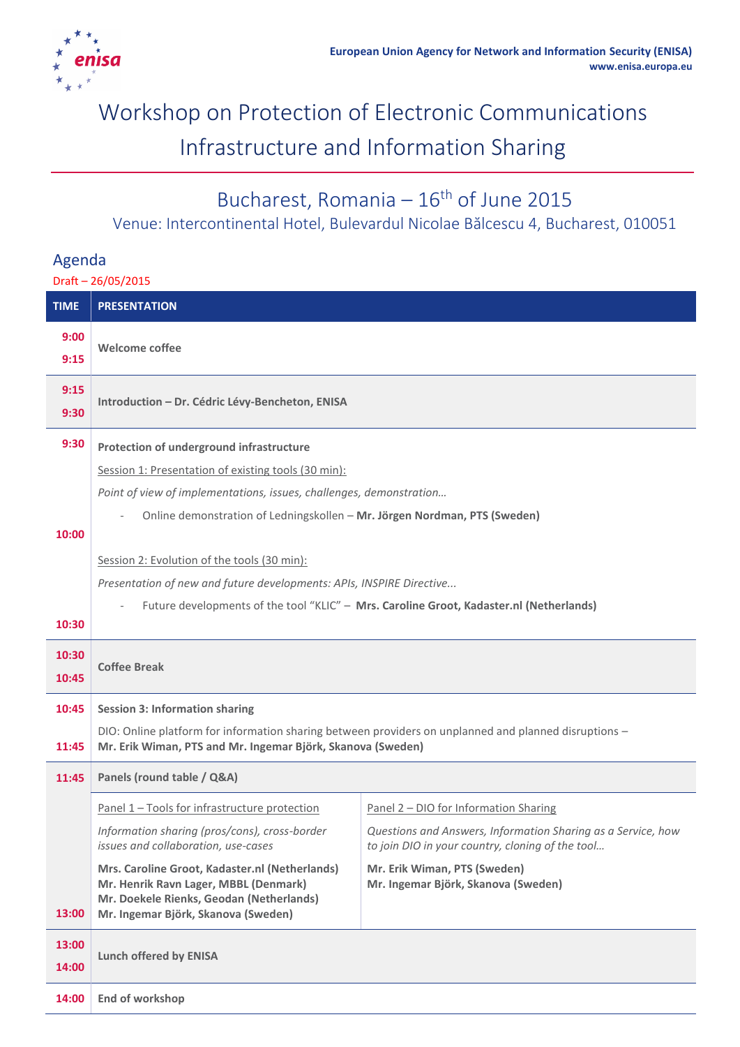European Union Agency for Network and Information Security (ENISA)
www.enisa.europa.eu

# Workshop on Protection of Electronic Communications Infrastructure and Information Sharing

## Bucharest, Romania – 16th of June 2015

Venue: Intercontinental Hotel, Bulevardul Nicolae Bălcescu 4, Bucharest, 010051

### Agenda

Draft – 26/05/2015

| TIME | PRESENTATION | |
|---|---|---|
| 9:00<br>9:15 | **Welcome coffee** | |
| 9:15<br>9:30 | **Introduction – Dr. Cédric Lévy-Bencheton, ENISA** | |
| 9:30<br><br>10:00<br><br>10:30 | **Protection of underground infrastructure**<br>Session 1: Presentation of existing tools (30 min):<br>*Point of view of implementations, issues, challenges, demonstration…*<br>- Online demonstration of Ledningskollen – **Mr. Jörgen Nordman, PTS (Sweden)**<br><br>Session 2: Evolution of the tools (30 min):<br>*Presentation of new and future developments: APIs, INSPIRE Directive...*<br>- Future developments of the tool "KLIC" – **Mrs. Caroline Groot, Kadaster.nl (Netherlands)** | |
| 10:30<br>10:45 | **Coffee Break** | |
| 10:45<br><br>11:45 | **Session 3: Information sharing**<br>DIO: Online platform for information sharing between providers on unplanned and planned disruptions – **Mr. Erik Wiman, PTS and Mr. Ingemar Björk, Skanova (Sweden)** | |
| 11:45<br><br>13:00 | **Panels (round table / Q&A)**<br>Panel 1 – Tools for infrastructure protection<br>*Information sharing (pros/cons), cross-border issues and collaboration, use-cases*<br>**Mrs. Caroline Groot, Kadaster.nl (Netherlands)**<br>**Mr. Henrik Ravn Lager, MBBL (Denmark)**<br>**Mr. Doekele Rienks, Geodan (Netherlands)**<br>**Mr. Ingemar Björk, Skanova (Sweden)** | Panel 2 – DIO for Information Sharing<br>*Questions and Answers, Information Sharing as a Service, how to join DIO in your country, cloning of the tool…*<br>**Mr. Erik Wiman, PTS (Sweden)**<br>**Mr. Ingemar Björk, Skanova (Sweden)** |
| 13:00<br>14:00 | **Lunch offered by ENISA** | |
| 14:00 | **End of workshop** | |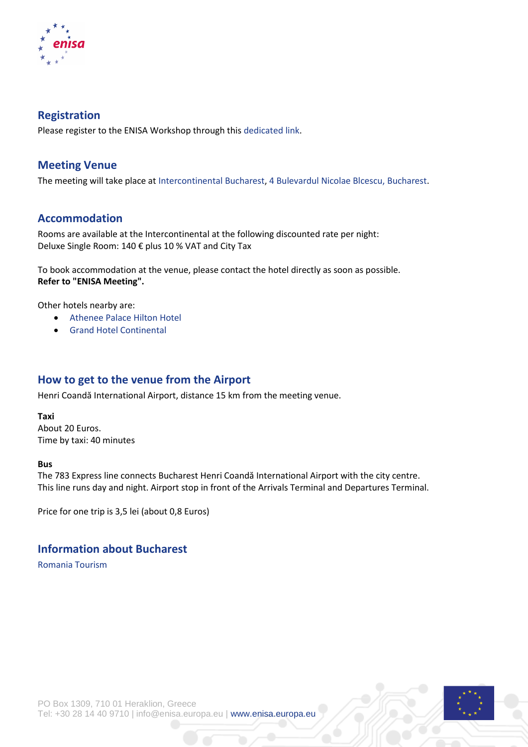## Registration

Please register to the ENISA Workshop through this dedicated link.

## Meeting Venue

The meeting will take place at Intercontinental Bucharest, 4 Bulevardul Nicolae Blcescu, Bucharest.

## Accommodation

Rooms are available at the Intercontinental at the following discounted rate per night:
Deluxe Single Room: 140 € plus 10 % VAT and City Tax

To book accommodation at the venue, please contact the hotel directly as soon as possible.
**Refer to "ENISA Meeting".**

Other hotels nearby are:

- Athenee Palace Hilton Hotel
- Grand Hotel Continental

## How to get to the venue from the Airport

Henri Coandă International Airport, distance 15 km from the meeting venue.

**Taxi**
About 20 Euros.
Time by taxi: 40 minutes

**Bus**
The 783 Express line connects Bucharest Henri Coandă International Airport with the city centre.
This line runs day and night. Airport stop in front of the Arrivals Terminal and Departures Terminal.

Price for one trip is 3,5 lei (about 0,8 Euros)

## Information about Bucharest

Romania Tourism